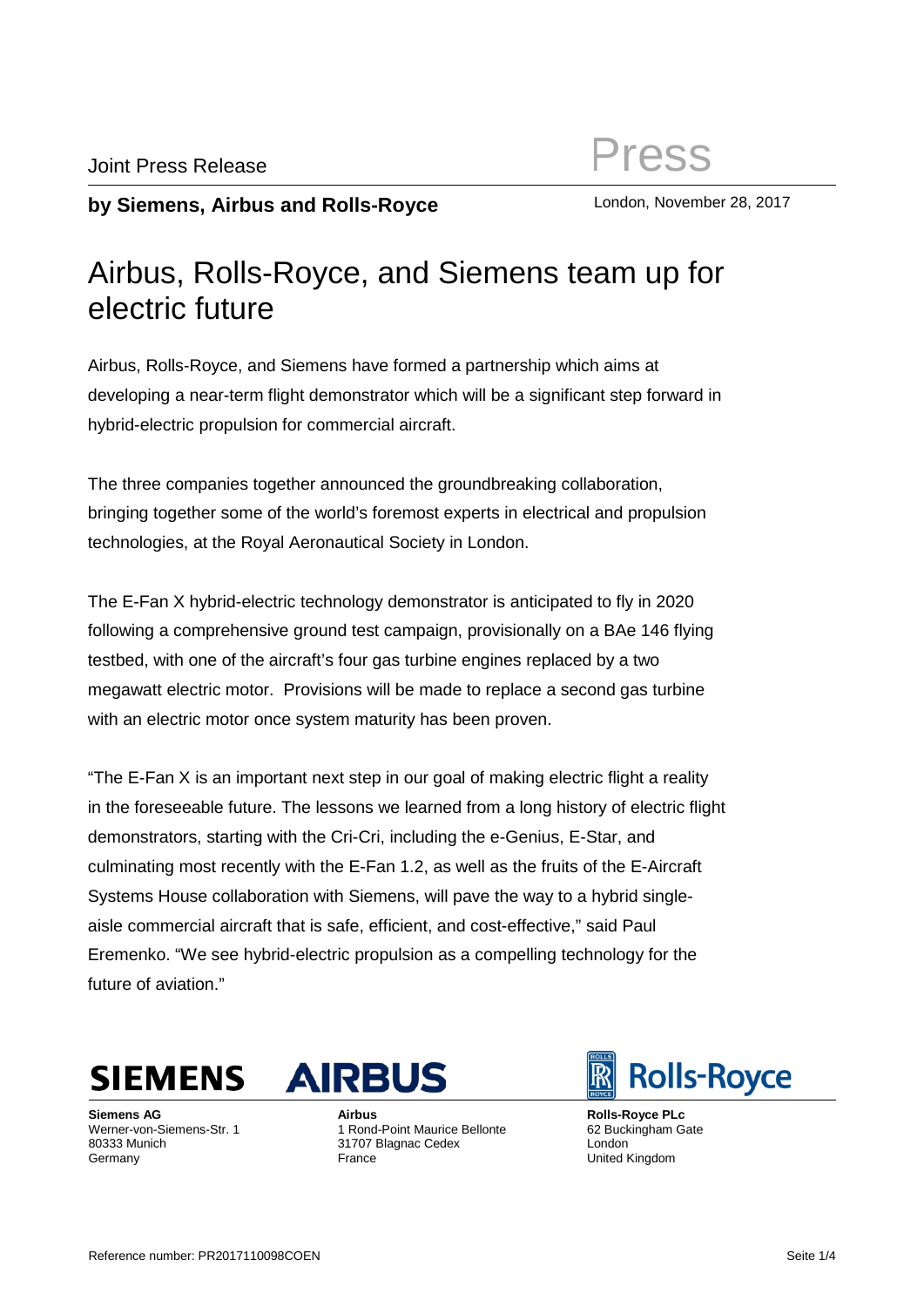Joint Press Release

Press

**by Siemens, Airbus and Rolls-Royce**

London, November 28, 2017

# Airbus, Rolls-Royce, and Siemens team up for electric future

Airbus, Rolls-Royce, and Siemens have formed a partnership which aims at developing a near-term flight demonstrator which will be a significant step forward in hybrid-electric propulsion for commercial aircraft.

The three companies together announced the groundbreaking collaboration, bringing together some of the world's foremost experts in electrical and propulsion technologies, at the Royal Aeronautical Society in London.

The E-Fan X hybrid-electric technology demonstrator is anticipated to fly in 2020 following a comprehensive ground test campaign, provisionally on a BAe 146 flying testbed, with one of the aircraft's four gas turbine engines replaced by a two megawatt electric motor. Provisions will be made to replace a second gas turbine with an electric motor once system maturity has been proven.

"The E-Fan X is an important next step in our goal of making electric flight a reality in the foreseeable future. The lessons we learned from a long history of electric flight demonstrators, starting with the Cri-Cri, including the e-Genius, E-Star, and culminating most recently with the E-Fan 1.2, as well as the fruits of the E-Aircraft Systems House collaboration with Siemens, will pave the way to a hybrid single-aisle commercial aircraft that is safe, efficient, and cost-effective," said Paul Eremenko. "We see hybrid-electric propulsion as a compelling technology for the future of aviation."

SIEMENS AIRBUS Rolls-Royce

**Siemens AG**
Werner-von-Siemens-Str. 1
80333 Munich
Germany

**Airbus**
1 Rond-Point Maurice Bellonte
31707 Blagnac Cedex
France

**Rolls-Royce PLc**
62 Buckingham Gate
London
United Kingdom

Reference number: PR2017110098COEN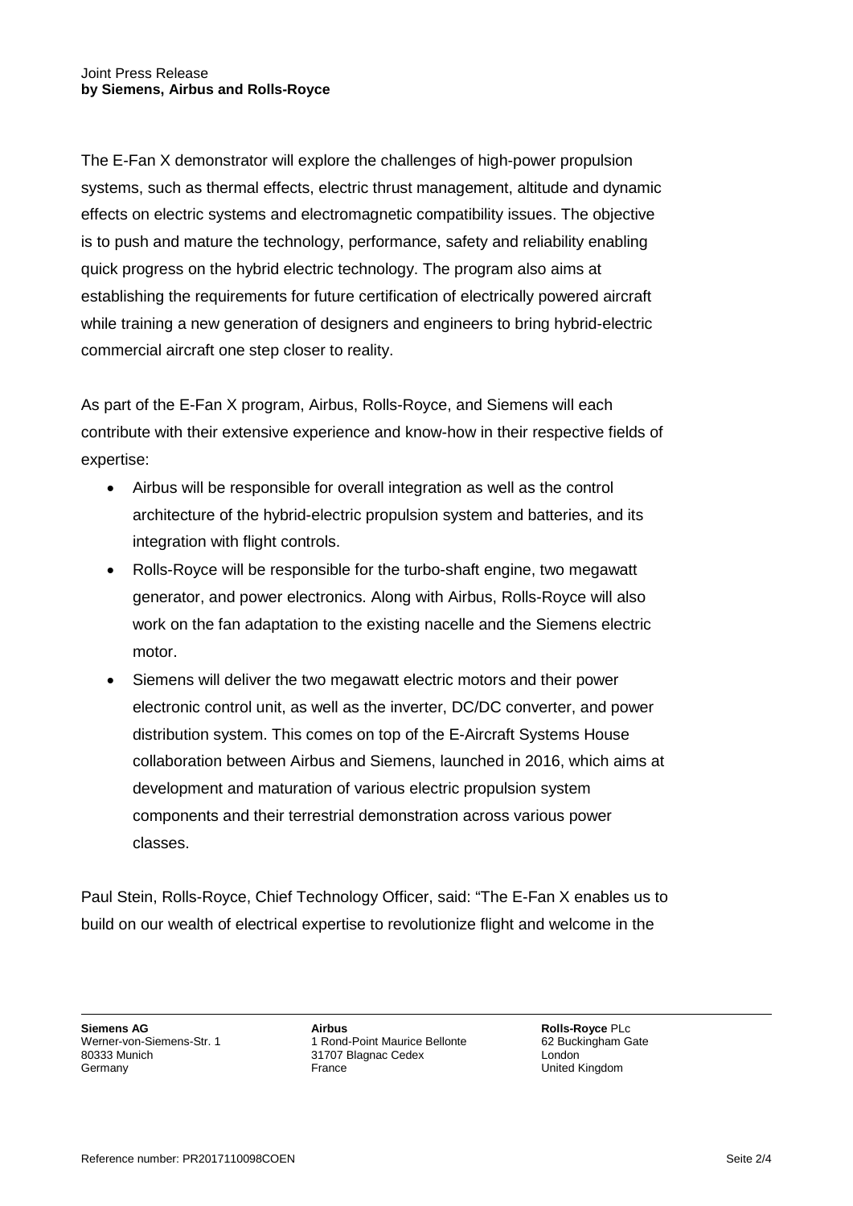The E-Fan X demonstrator will explore the challenges of high-power propulsion systems, such as thermal effects, electric thrust management, altitude and dynamic effects on electric systems and electromagnetic compatibility issues. The objective is to push and mature the technology, performance, safety and reliability enabling quick progress on the hybrid electric technology. The program also aims at establishing the requirements for future certification of electrically powered aircraft while training a new generation of designers and engineers to bring hybrid-electric commercial aircraft one step closer to reality.

As part of the E-Fan X program, Airbus, Rolls-Royce, and Siemens will each contribute with their extensive experience and know-how in their respective fields of expertise:

- Airbus will be responsible for overall integration as well as the control architecture of the hybrid-electric propulsion system and batteries, and its integration with flight controls.
- Rolls-Royce will be responsible for the turbo-shaft engine, two megawatt generator, and power electronics. Along with Airbus, Rolls-Royce will also work on the fan adaptation to the existing nacelle and the Siemens electric motor.
- Siemens will deliver the two megawatt electric motors and their power electronic control unit, as well as the inverter, DC/DC converter, and power distribution system. This comes on top of the E-Aircraft Systems House collaboration between Airbus and Siemens, launched in 2016, which aims at development and maturation of various electric propulsion system components and their terrestrial demonstration across various power classes.

Paul Stein, Rolls-Royce, Chief Technology Officer, said: "The E-Fan X enables us to build on our wealth of electrical expertise to revolutionize flight and welcome in the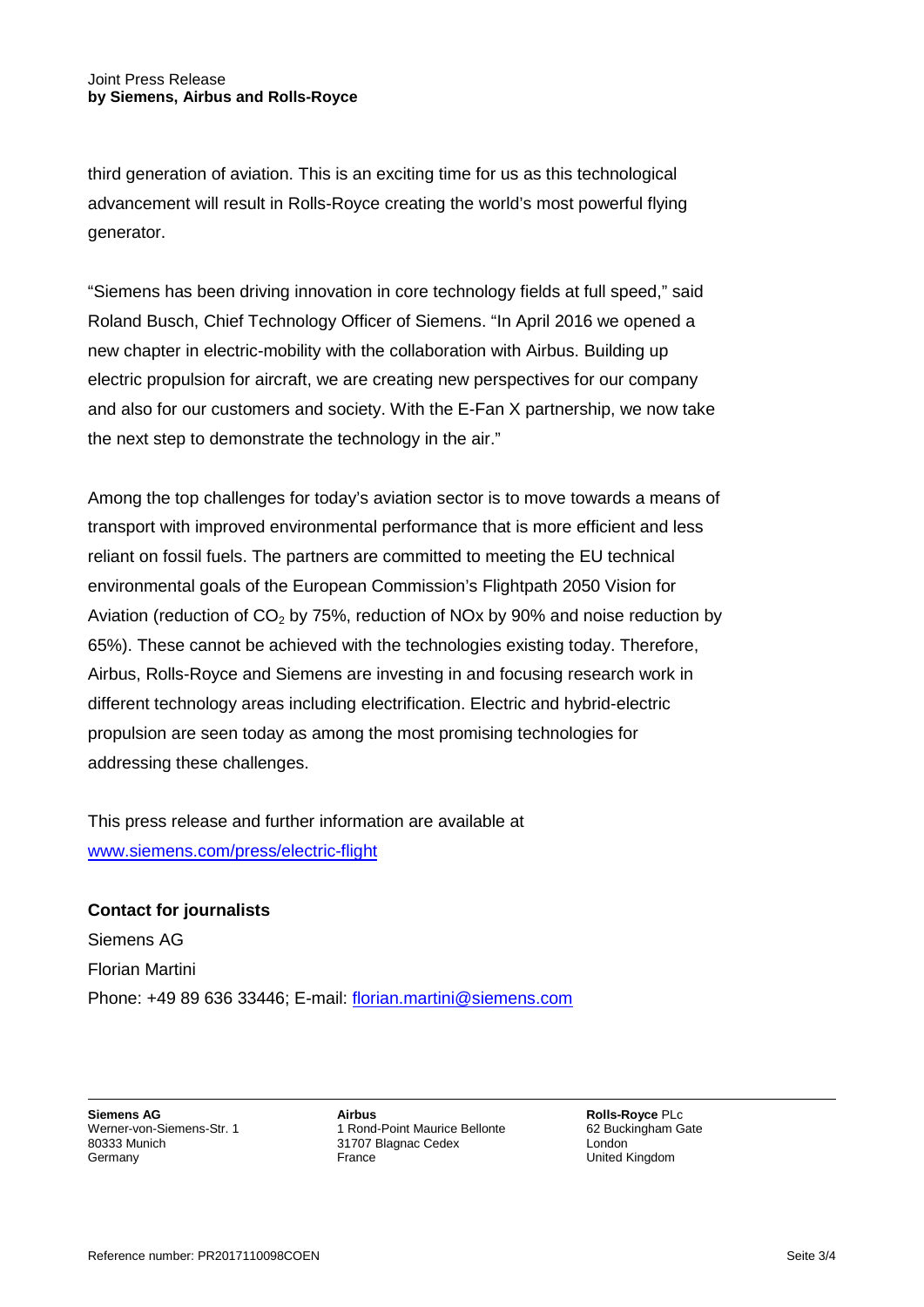third generation of aviation. This is an exciting time for us as this technological advancement will result in Rolls-Royce creating the world's most powerful flying generator.

"Siemens has been driving innovation in core technology fields at full speed," said Roland Busch, Chief Technology Officer of Siemens. "In April 2016 we opened a new chapter in electric-mobility with the collaboration with Airbus. Building up electric propulsion for aircraft, we are creating new perspectives for our company and also for our customers and society. With the E-Fan X partnership, we now take the next step to demonstrate the technology in the air."

Among the top challenges for today's aviation sector is to move towards a means of transport with improved environmental performance that is more efficient and less reliant on fossil fuels. The partners are committed to meeting the EU technical environmental goals of the European Commission's Flightpath 2050 Vision for Aviation (reduction of $CO_2$ by 75%, reduction of NOx by 90% and noise reduction by 65%). These cannot be achieved with the technologies existing today. Therefore, Airbus, Rolls-Royce and Siemens are investing in and focusing research work in different technology areas including electrification. Electric and hybrid-electric propulsion are seen today as among the most promising technologies for addressing these challenges.

This press release and further information are available at www.siemens.com/press/electric-flight

**Contact for journalists**

Siemens AG
Florian Martini
Phone: +49 89 636 33446; E-mail: florian.martini@siemens.com

**Siemens AG**
Werner-von-Siemens-Str. 1
80333 Munich
Germany

**Airbus**
1 Rond-Point Maurice Bellonte
31707 Blagnac Cedex
France

**Rolls-Royce** PLc
62 Buckingham Gate
London
United Kingdom

Reference number: PR2017110098COEN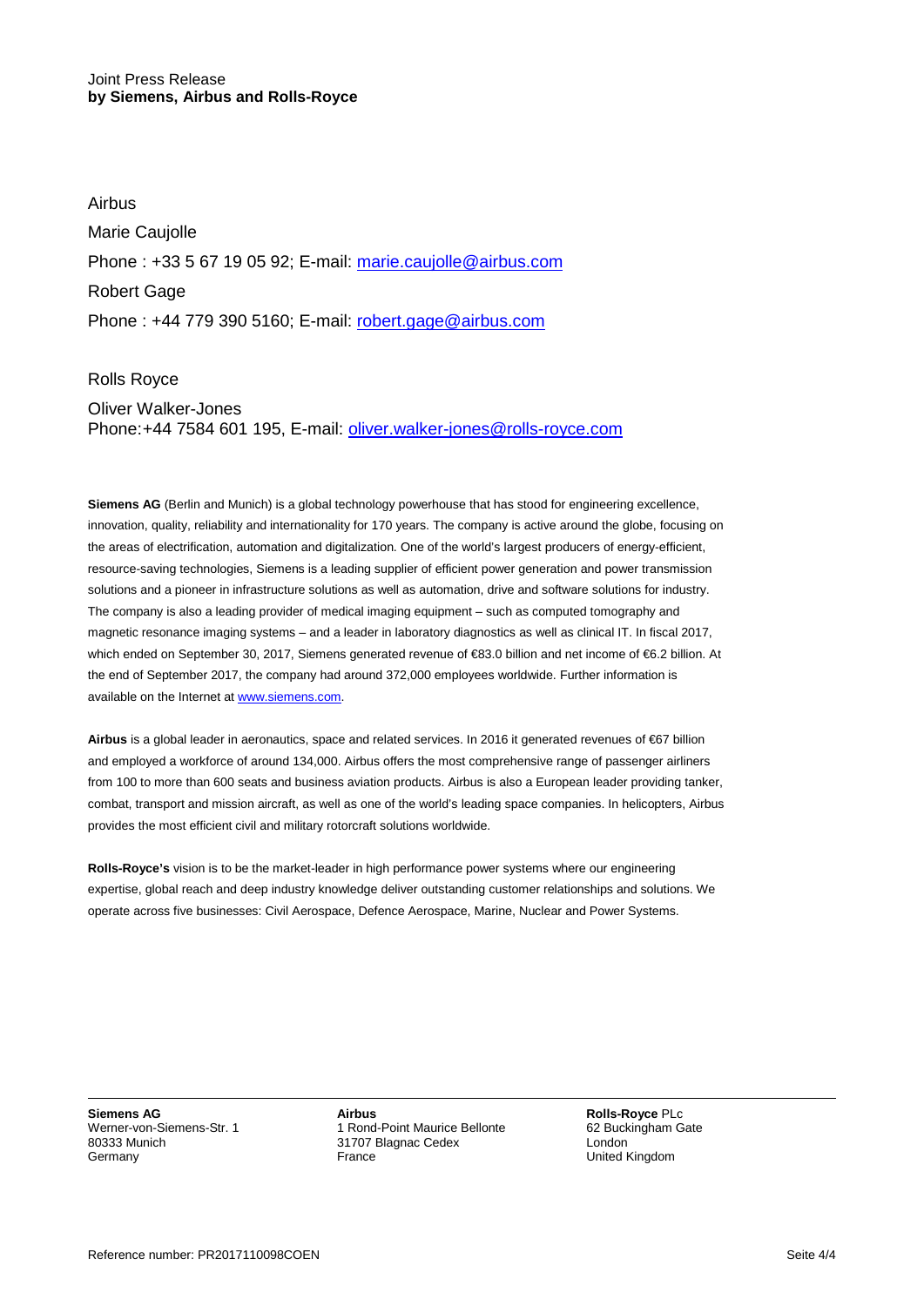Airbus

Marie Caujolle

Phone : +33 5 67 19 05 92; E-mail: marie.caujolle@airbus.com

Robert Gage

Phone : +44 779 390 5160; E-mail: robert.gage@airbus.com

Rolls Royce

Oliver Walker-Jones
Phone:+44 7584 601 195, E-mail: oliver.walker-jones@rolls-royce.com

**Siemens AG** (Berlin and Munich) is a global technology powerhouse that has stood for engineering excellence, innovation, quality, reliability and internationality for 170 years. The company is active around the globe, focusing on the areas of electrification, automation and digitalization. One of the world's largest producers of energy-efficient, resource-saving technologies, Siemens is a leading supplier of efficient power generation and power transmission solutions and a pioneer in infrastructure solutions as well as automation, drive and software solutions for industry. The company is also a leading provider of medical imaging equipment – such as computed tomography and magnetic resonance imaging systems – and a leader in laboratory diagnostics as well as clinical IT. In fiscal 2017, which ended on September 30, 2017, Siemens generated revenue of €83.0 billion and net income of €6.2 billion. At the end of September 2017, the company had around 372,000 employees worldwide. Further information is available on the Internet at www.siemens.com.

**Airbus** is a global leader in aeronautics, space and related services. In 2016 it generated revenues of €67 billion and employed a workforce of around 134,000. Airbus offers the most comprehensive range of passenger airliners from 100 to more than 600 seats and business aviation products. Airbus is also a European leader providing tanker, combat, transport and mission aircraft, as well as one of the world's leading space companies. In helicopters, Airbus provides the most efficient civil and military rotorcraft solutions worldwide.

**Rolls-Royce's** vision is to be the market-leader in high performance power systems where our engineering expertise, global reach and deep industry knowledge deliver outstanding customer relationships and solutions. We operate across five businesses: Civil Aerospace, Defence Aerospace, Marine, Nuclear and Power Systems.

**Siemens AG**
Werner-von-Siemens-Str. 1
80333 Munich
Germany

**Airbus**
1 Rond-Point Maurice Bellonte
31707 Blagnac Cedex
France

**Rolls-Royce** PLc
62 Buckingham Gate
London
United Kingdom

Reference number: PR2017110098COEN